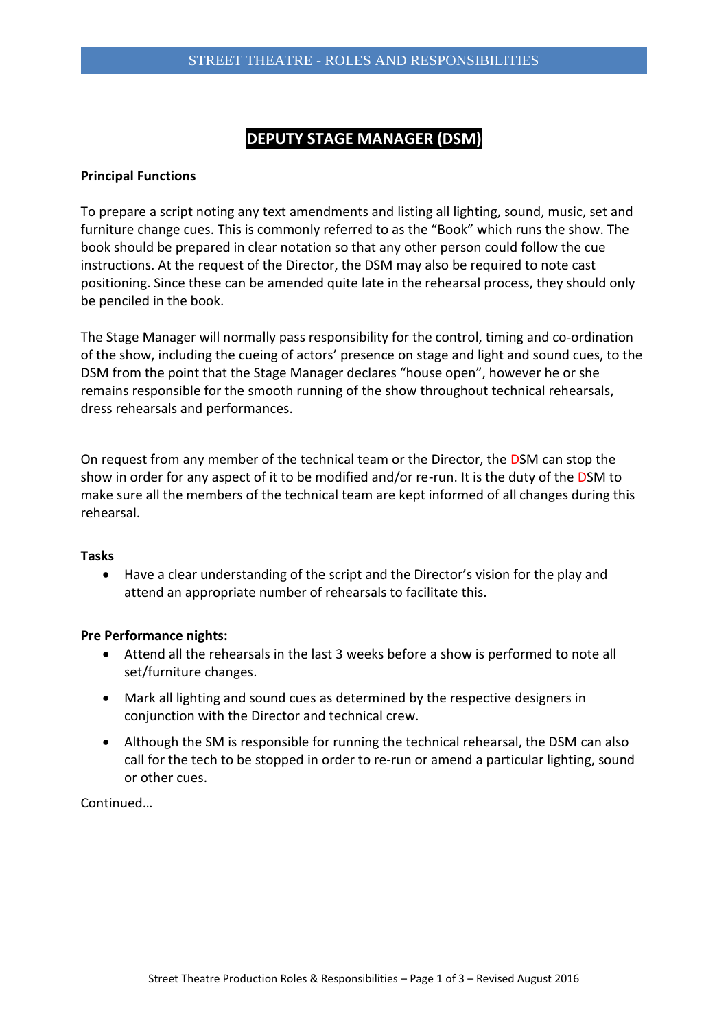# DEPUTY STAGE MANAGER (DSM)

**Principal Functions**

To prepare a script noting any text amendments and listing all lighting, sound, music, set and furniture change cues. This is commonly referred to as the "Book" which runs the show. The book should be prepared in clear notation so that any other person could follow the cue instructions. At the request of the Director, the DSM may also be required to note cast positioning. Since these can be amended quite late in the rehearsal process, they should only be penciled in the book.

The Stage Manager will normally pass responsibility for the control, timing and co-ordination of the show, including the cueing of actors' presence on stage and light and sound cues, to the DSM from the point that the Stage Manager declares "house open", however he or she remains responsible for the smooth running of the show throughout technical rehearsals, dress rehearsals and performances.

On request from any member of the technical team or the Director, the DSM can stop the show in order for any aspect of it to be modified and/or re-run. It is the duty of the DSM to make sure all the members of the technical team are kept informed of all changes during this rehearsal.

**Tasks**

- Have a clear understanding of the script and the Director's vision for the play and attend an appropriate number of rehearsals to facilitate this.

**Pre Performance nights:**

- Attend all the rehearsals in the last 3 weeks before a show is performed to note all set/furniture changes.
- Mark all lighting and sound cues as determined by the respective designers in conjunction with the Director and technical crew.
- Although the SM is responsible for running the technical rehearsal, the DSM can also call for the tech to be stopped in order to re-run or amend a particular lighting, sound or other cues.

Continued…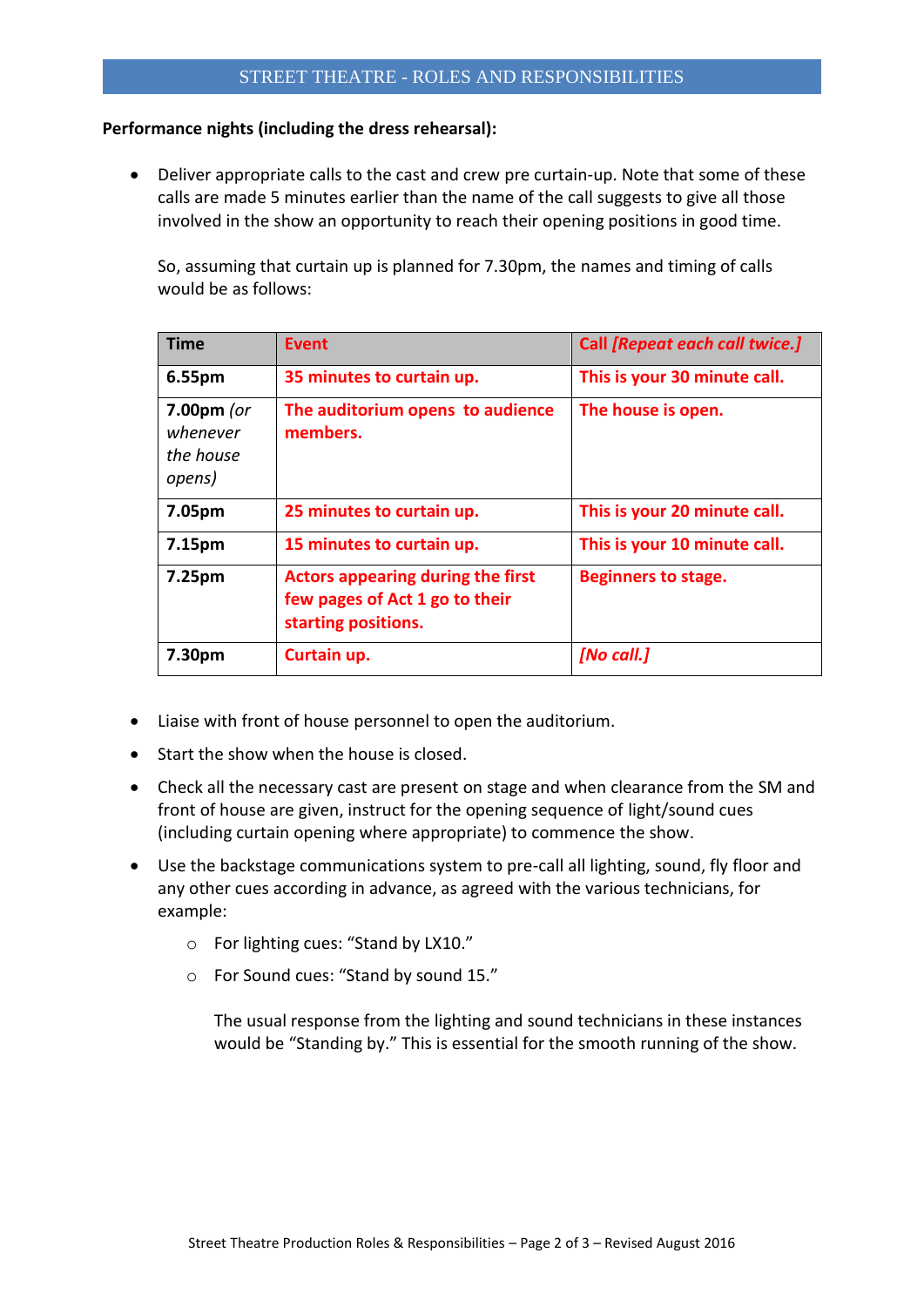STREET THEATRE - ROLES AND RESPONSIBILITIES

**Performance nights (including the dress rehearsal):**

- Deliver appropriate calls to the cast and crew pre curtain-up. Note that some of these calls are made 5 minutes earlier than the name of the call suggests to give all those involved in the show an opportunity to reach their opening positions in good time.

  So, assuming that curtain up is planned for 7.30pm, the names and timing of calls would be as follows:

| **Time** | **Event** | **Call *[Repeat each call twice.]*** |
|---|---|---|
| **6.55pm** | **35 minutes to curtain up.** | **This is your 30 minute call.** |
| **7.00pm** *(or whenever the house opens)* | **The auditorium opens to audience members.** | **The house is open.** |
| **7.05pm** | **25 minutes to curtain up.** | **This is your 20 minute call.** |
| **7.15pm** | **15 minutes to curtain up.** | **This is your 10 minute call.** |
| **7.25pm** | **Actors appearing during the first few pages of Act 1 go to their starting positions.** | **Beginners to stage.** |
| **7.30pm** | **Curtain up.** | ***[No call.]*** |

- Liaise with front of house personnel to open the auditorium.
- Start the show when the house is closed.
- Check all the necessary cast are present on stage and when clearance from the SM and front of house are given, instruct for the opening sequence of light/sound cues (including curtain opening where appropriate) to commence the show.
- Use the backstage communications system to pre-call all lighting, sound, fly floor and any other cues according in advance, as agreed with the various technicians, for example:
  - For lighting cues: “Stand by LX10.”
  - For Sound cues: “Stand by sound 15.”

    The usual response from the lighting and sound technicians in these instances would be “Standing by.” This is essential for the smooth running of the show.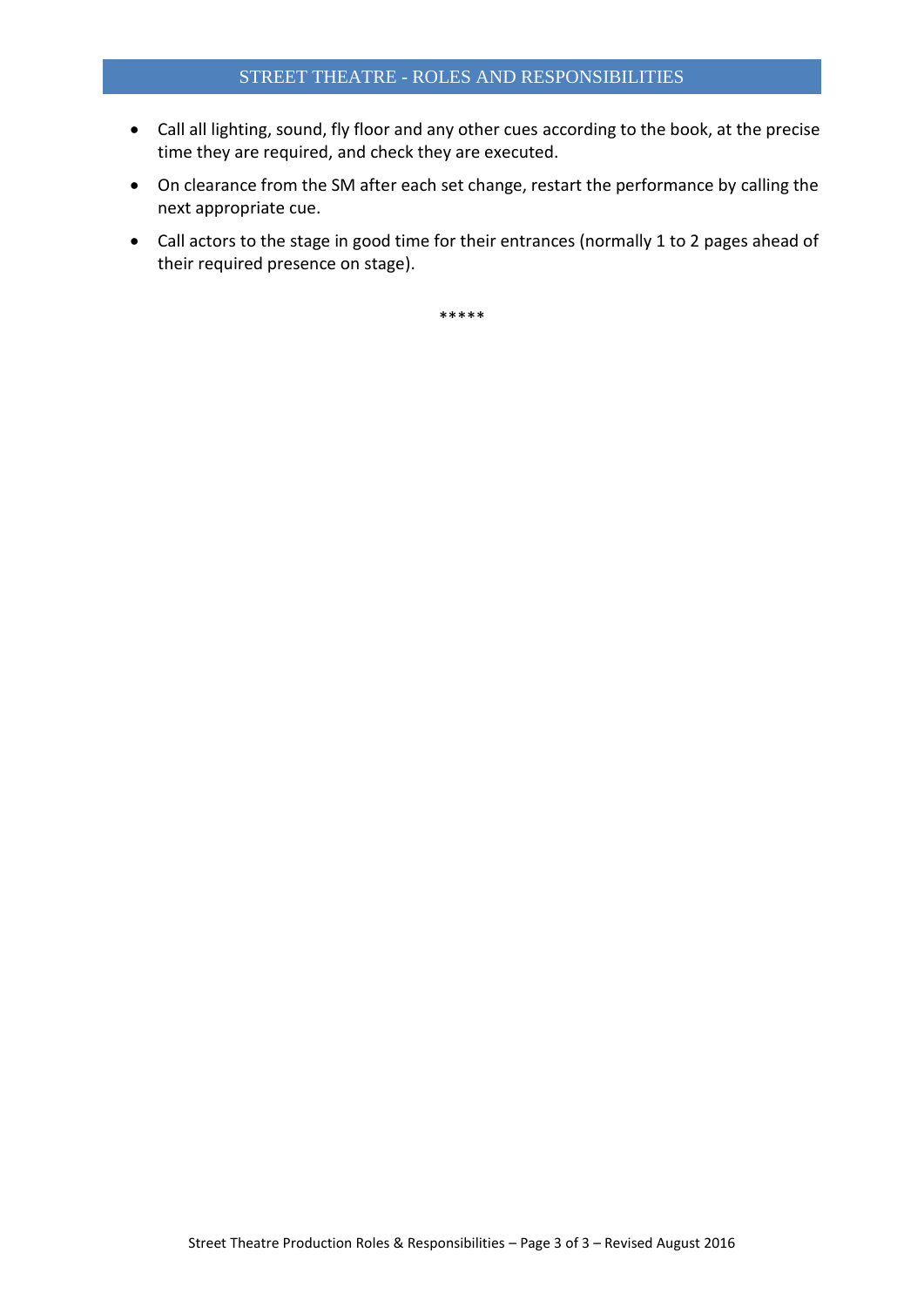- Call all lighting, sound, fly floor and any other cues according to the book, at the precise time they are required, and check they are executed.
- On clearance from the SM after each set change, restart the performance by calling the next appropriate cue.
- Call actors to the stage in good time for their entrances (normally 1 to 2 pages ahead of their required presence on stage).

*****